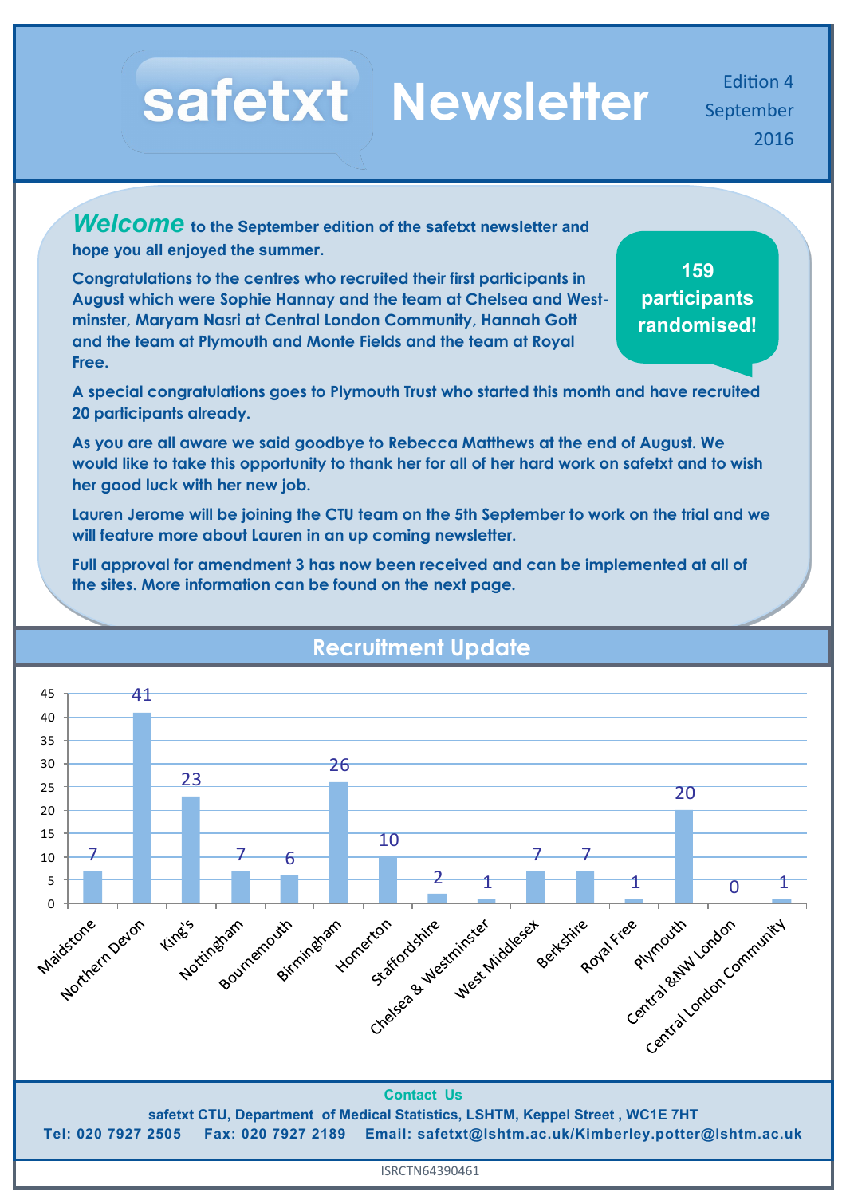# safetxt Newsletter

Edition 4
September
2016

***Welcome*** **to the September edition of the safetxt newsletter and hope you all enjoyed the summer.**

**159 participants randomised!**

**Congratulations to the centres who recruited their first participants in August which were Sophie Hannay and the team at Chelsea and Westminster, Maryam Nasri at Central London Community, Hannah Gott and the team at Plymouth and Monte Fields and the team at Royal Free.**

**A special congratulations goes to Plymouth Trust who started this month and have recruited 20 participants already.**

**As you are all aware we said goodbye to Rebecca Matthews at the end of August. We would like to take this opportunity to thank her for all of her hard work on safetxt and to wish her good luck with her new job.**

**Lauren Jerome will be joining the CTU team on the 5th September to work on the trial and we will feature more about Lauren in an up coming newsletter.**

**Full approval for amendment 3 has now been received and can be implemented at all of the sites. More information can be found on the next page.**

## Recruitment Update

| Site | Participants |
|---|---|
| Maidstone | 7 |
| Northern Devon | 41 |
| King's | 23 |
| Nottingham | 7 |
| Bournemouth | 6 |
| Birmingham | 26 |
| Homerton | 10 |
| Staffordshire | 2 |
| Chelsea & Westminster | 1 |
| West Middlesex | 7 |
| Berkshire | 7 |
| Royal Free | 1 |
| Plymouth | 20 |
| Central &NW London | 0 |
| Central London Community | 1 |

**Contact Us**

**safetxt CTU, Department of Medical Statistics, LSHTM, Keppel Street , WC1E 7HT**

**Tel: 020 7927 2505 Fax: 020 7927 2189 Email: safetxt@lshtm.ac.uk/Kimberley.potter@lshtm.ac.uk**

ISRCTN64390461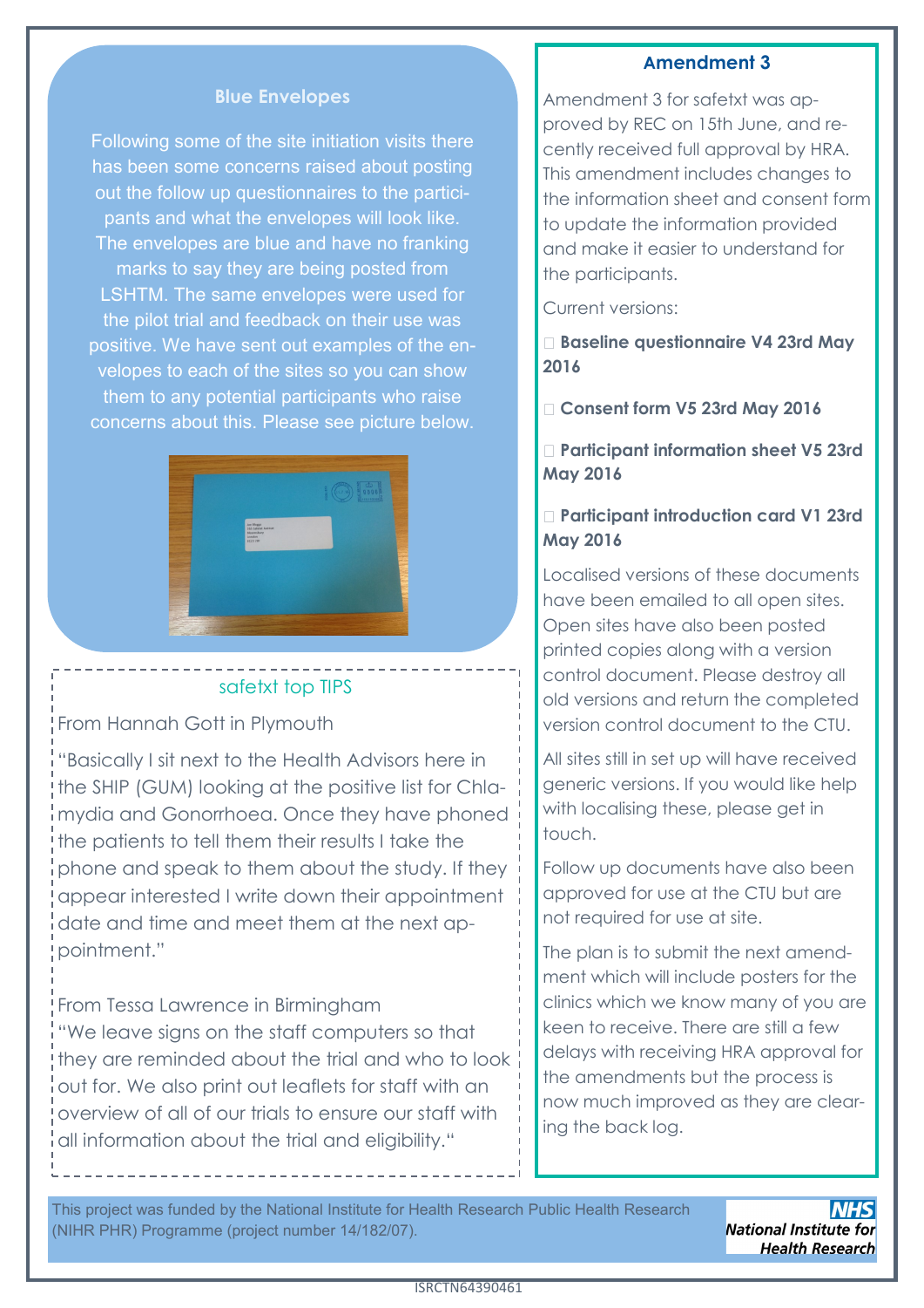## Blue Envelopes

Following some of the site initiation visits there has been some concerns raised about posting out the follow up questionnaires to the participants and what the envelopes will look like. The envelopes are blue and have no franking marks to say they are being posted from LSHTM. The same envelopes were used for the pilot trial and feedback on their use was positive. We have sent out examples of the envelopes to each of the sites so you can show them to any potential participants who raise concerns about this. Please see picture below.

## safetxt top TIPS

From Hannah Gott in Plymouth

"Basically I sit next to the Health Advisors here in the SHIP (GUM) looking at the positive list for Chlamydia and Gonorrhoea. Once they have phoned the patients to tell them their results I take the phone and speak to them about the study. If they appear interested I write down their appointment date and time and meet them at the next appointment."

From Tessa Lawrence in Birmingham

"We leave signs on the staff computers so that they are reminded about the trial and who to look out for. We also print out leaflets for staff with an overview of all of our trials to ensure our staff with all information about the trial and eligibility."

## Amendment 3

Amendment 3 for safetxt was approved by REC on 15th June, and recently received full approval by HRA. This amendment includes changes to the information sheet and consent form to update the information provided and make it easier to understand for the participants.

Current versions:

- **Baseline questionnaire V4 23rd May 2016**
- **Consent form V5 23rd May 2016**
- **Participant information sheet V5 23rd May 2016**
- **Participant introduction card V1 23rd May 2016**

Localised versions of these documents have been emailed to all open sites. Open sites have also been posted printed copies along with a version control document. Please destroy all old versions and return the completed version control document to the CTU.

All sites still in set up will have received generic versions. If you would like help with localising these, please get in touch.

Follow up documents have also been approved for use at the CTU but are not required for use at site.

The plan is to submit the next amendment which will include posters for the clinics which we know many of you are keen to receive. There are still a few delays with receiving HRA approval for the amendments but the process is now much improved as they are clearing the back log.

This project was funded by the National Institute for Health Research Public Health Research (NIHR PHR) Programme (project number 14/182/07).

NHS National Institute for Health Research

ISRCTN64390461